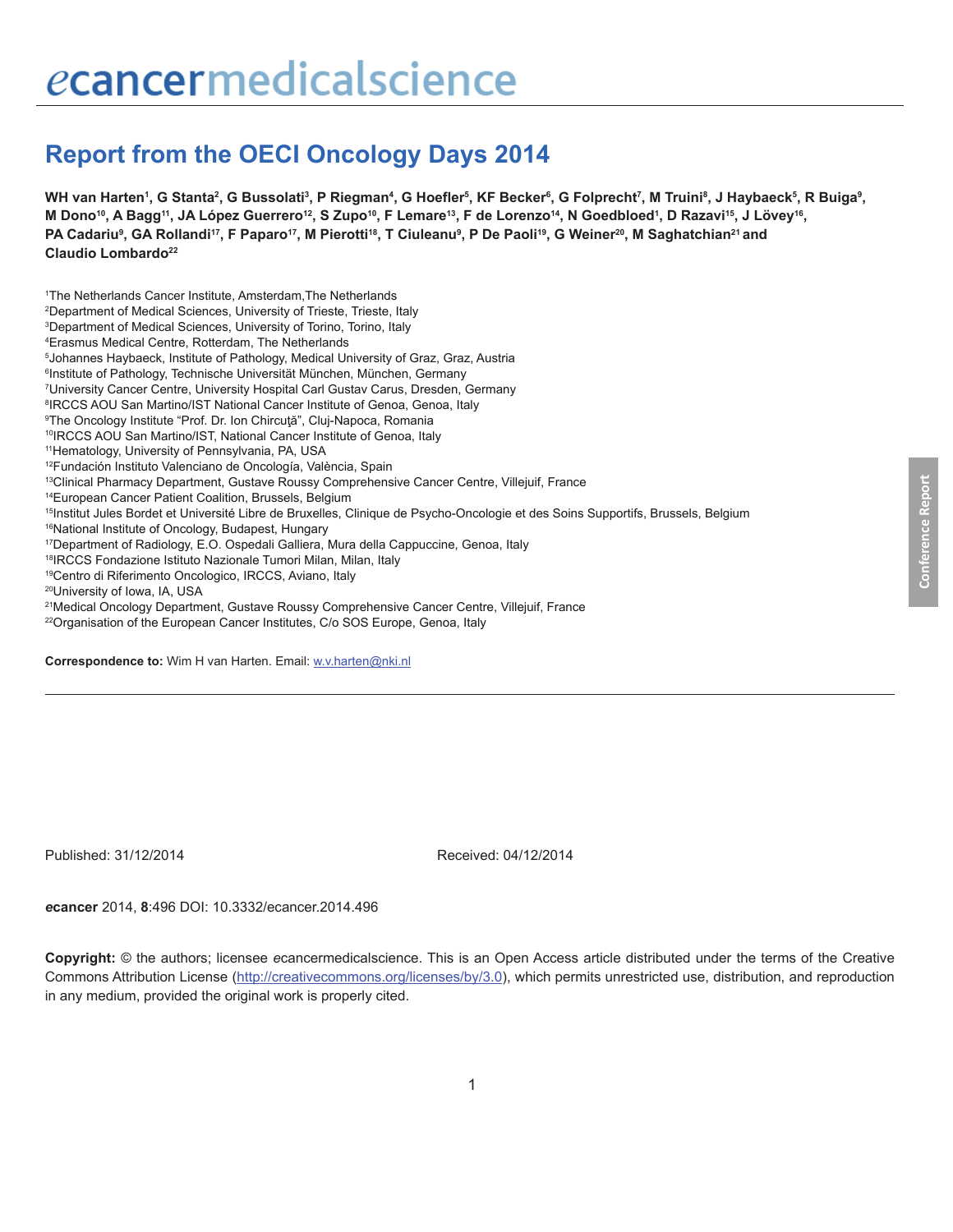# Report from the OECI Oncology Days 2014

**WH van Harten[1], G Stanta[2], G Bussolati[3], P Riegman[4], G Hoefler[5], KF Becker[6], G Folprecht[7], M Truini[8], J Haybaeck[5], R Buiga[9], M Dono[10], A Bagg[11], JA López Guerrero[12], S Zupo[10], F Lemare[13], F de Lorenzo[14], N Goedbloed[1], D Razavi[15], J Lövey[16], PA Cadariu[9], GA Rollandi[17], F Paparo[17], M Pierotti[18], T Ciuleanu[9], P De Paoli[19], G Weiner[20], M Saghatchian[21] and Claudio Lombardo[22]**

[1]The Netherlands Cancer Institute, Amsterdam,The Netherlands
[2]Department of Medical Sciences, University of Trieste, Trieste, Italy
[3]Department of Medical Sciences, University of Torino, Torino, Italy
[4]Erasmus Medical Centre, Rotterdam, The Netherlands
[5]Johannes Haybaeck, Institute of Pathology, Medical University of Graz, Graz, Austria
[6]Institute of Pathology, Technische Universität München, München, Germany
[7]University Cancer Centre, University Hospital Carl Gustav Carus, Dresden, Germany
[8]IRCCS AOU San Martino/IST National Cancer Institute of Genoa, Genoa, Italy
[9]The Oncology Institute "Prof. Dr. Ion Chircuţă", Cluj-Napoca, Romania
[10]IRCCS AOU San Martino/IST, National Cancer Institute of Genoa, Italy
[11]Hematology, University of Pennsylvania, PA, USA
[12]Fundación Instituto Valenciano de Oncología, València, Spain
[13]Clinical Pharmacy Department, Gustave Roussy Comprehensive Cancer Centre, Villejuif, France
[14]European Cancer Patient Coalition, Brussels, Belgium
[15]Institut Jules Bordet et Université Libre de Bruxelles, Clinique de Psycho-Oncologie et des Soins Supportifs, Brussels, Belgium
[16]National Institute of Oncology, Budapest, Hungary
[17]Department of Radiology, E.O. Ospedali Galliera, Mura della Cappuccine, Genoa, Italy
[18]IRCCS Fondazione Istituto Nazionale Tumori Milan, Milan, Italy
[19]Centro di Riferimento Oncologico, IRCCS, Aviano, Italy
[20]University of Iowa, IA, USA
[21]Medical Oncology Department, Gustave Roussy Comprehensive Cancer Centre, Villejuif, France
[22]Organisation of the European Cancer Institutes, C/o SOS Europe, Genoa, Italy

**Correspondence to:** Wim H van Harten. Email: w.v.harten@nki.nl

Conference Report

Published: 31/12/2014 Received: 04/12/2014

***e*cancer** 2014, **8**:496 DOI: 10.3332/ecancer.2014.496

**Copyright:** © the authors; licensee *e*cancermedicalscience. This is an Open Access article distributed under the terms of the Creative Commons Attribution License (http://creativecommons.org/licenses/by/3.0), which permits unrestricted use, distribution, and reproduction in any medium, provided the original work is properly cited.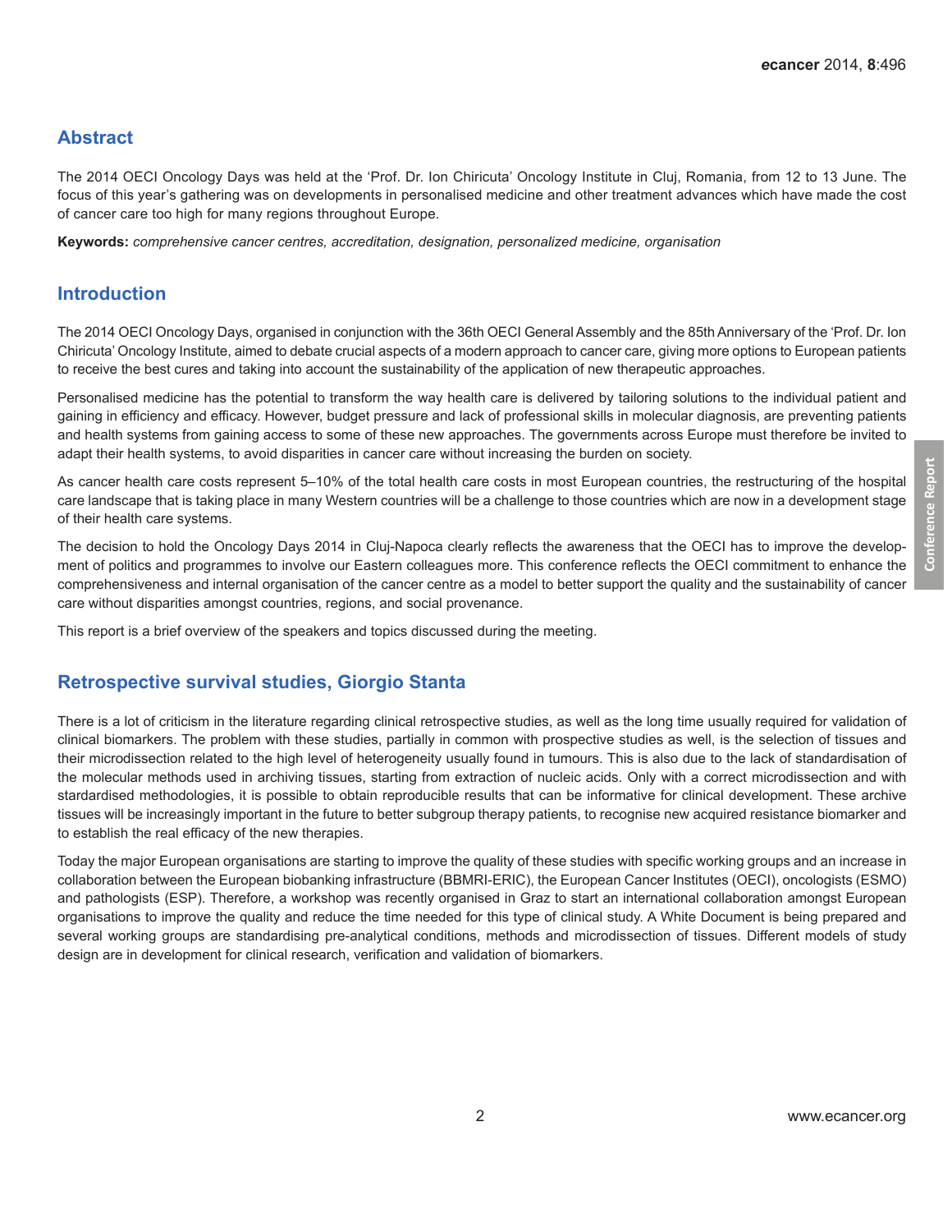## Abstract

The 2014 OECI Oncology Days was held at the 'Prof. Dr. Ion Chiricuta' Oncology Institute in Cluj, Romania, from 12 to 13 June. The focus of this year's gathering was on developments in personalised medicine and other treatment advances which have made the cost of cancer care too high for many regions throughout Europe.

**Keywords:** *comprehensive cancer centres, accreditation, designation, personalized medicine, organisation*

## Introduction

The 2014 OECI Oncology Days, organised in conjunction with the 36th OECI General Assembly and the 85th Anniversary of the 'Prof. Dr. Ion Chiricuta' Oncology Institute, aimed to debate crucial aspects of a modern approach to cancer care, giving more options to European patients to receive the best cures and taking into account the sustainability of the application of new therapeutic approaches.

Personalised medicine has the potential to transform the way health care is delivered by tailoring solutions to the individual patient and gaining in efficiency and efficacy. However, budget pressure and lack of professional skills in molecular diagnosis, are preventing patients and health systems from gaining access to some of these new approaches. The governments across Europe must therefore be invited to adapt their health systems, to avoid disparities in cancer care without increasing the burden on society.

As cancer health care costs represent 5–10% of the total health care costs in most European countries, the restructuring of the hospital care landscape that is taking place in many Western countries will be a challenge to those countries which are now in a development stage of their health care systems.

The decision to hold the Oncology Days 2014 in Cluj-Napoca clearly reflects the awareness that the OECI has to improve the development of politics and programmes to involve our Eastern colleagues more. This conference reflects the OECI commitment to enhance the comprehensiveness and internal organisation of the cancer centre as a model to better support the quality and the sustainability of cancer care without disparities amongst countries, regions, and social provenance.

This report is a brief overview of the speakers and topics discussed during the meeting.

## Retrospective survival studies, Giorgio Stanta

There is a lot of criticism in the literature regarding clinical retrospective studies, as well as the long time usually required for validation of clinical biomarkers. The problem with these studies, partially in common with prospective studies as well, is the selection of tissues and their microdissection related to the high level of heterogeneity usually found in tumours. This is also due to the lack of standardisation of the molecular methods used in archiving tissues, starting from extraction of nucleic acids. Only with a correct microdissection and with stardardised methodologies, it is possible to obtain reproducible results that can be informative for clinical development. These archive tissues will be increasingly important in the future to better subgroup therapy patients, to recognise new acquired resistance biomarker and to establish the real efficacy of the new therapies.

Today the major European organisations are starting to improve the quality of these studies with specific working groups and an increase in collaboration between the European biobanking infrastructure (BBMRI-ERIC), the European Cancer Institutes (OECI), oncologists (ESMO) and pathologists (ESP). Therefore, a workshop was recently organised in Graz to start an international collaboration amongst European organisations to improve the quality and reduce the time needed for this type of clinical study. A White Document is being prepared and several working groups are standardising pre-analytical conditions, methods and microdissection of tissues. Different models of study design are in development for clinical research, verification and validation of biomarkers.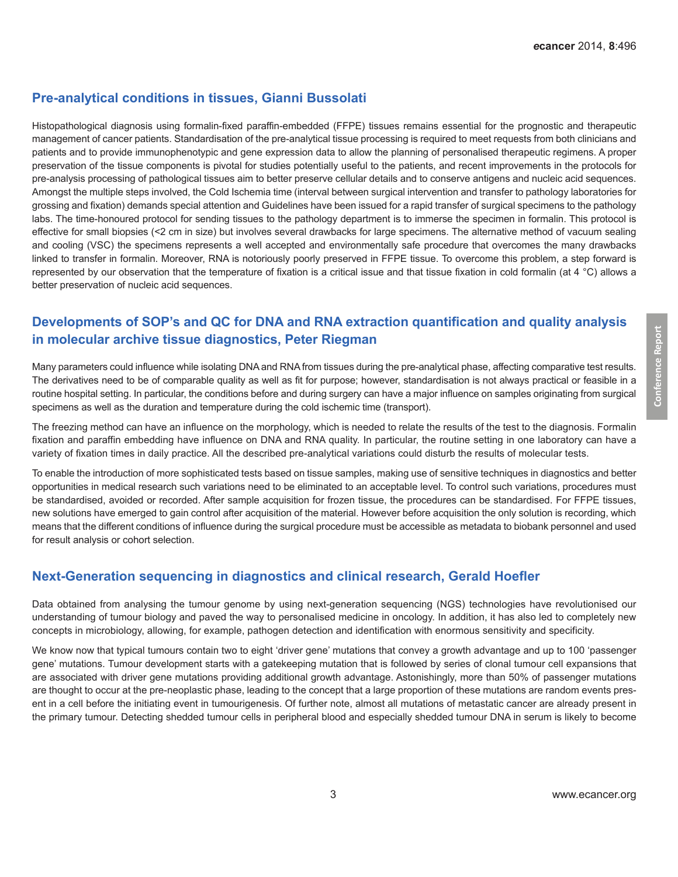## Pre-analytical conditions in tissues, Gianni Bussolati

Histopathological diagnosis using formalin-fixed paraffin-embedded (FFPE) tissues remains essential for the prognostic and therapeutic management of cancer patients. Standardisation of the pre-analytical tissue processing is required to meet requests from both clinicians and patients and to provide immunophenotypic and gene expression data to allow the planning of personalised therapeutic regimens. A proper preservation of the tissue components is pivotal for studies potentially useful to the patients, and recent improvements in the protocols for pre-analysis processing of pathological tissues aim to better preserve cellular details and to conserve antigens and nucleic acid sequences. Amongst the multiple steps involved, the Cold Ischemia time (interval between surgical intervention and transfer to pathology laboratories for grossing and fixation) demands special attention and Guidelines have been issued for a rapid transfer of surgical specimens to the pathology labs. The time-honoured protocol for sending tissues to the pathology department is to immerse the specimen in formalin. This protocol is effective for small biopsies (<2 cm in size) but involves several drawbacks for large specimens. The alternative method of vacuum sealing and cooling (VSC) the specimens represents a well accepted and environmentally safe procedure that overcomes the many drawbacks linked to transfer in formalin. Moreover, RNA is notoriously poorly preserved in FFPE tissue. To overcome this problem, a step forward is represented by our observation that the temperature of fixation is a critical issue and that tissue fixation in cold formalin (at 4 °C) allows a better preservation of nucleic acid sequences.

## Developments of SOP's and QC for DNA and RNA extraction quantification and quality analysis in molecular archive tissue diagnostics, Peter Riegman

Many parameters could influence while isolating DNA and RNA from tissues during the pre-analytical phase, affecting comparative test results. The derivatives need to be of comparable quality as well as fit for purpose; however, standardisation is not always practical or feasible in a routine hospital setting. In particular, the conditions before and during surgery can have a major influence on samples originating from surgical specimens as well as the duration and temperature during the cold ischemic time (transport).

The freezing method can have an influence on the morphology, which is needed to relate the results of the test to the diagnosis. Formalin fixation and paraffin embedding have influence on DNA and RNA quality. In particular, the routine setting in one laboratory can have a variety of fixation times in daily practice. All the described pre-analytical variations could disturb the results of molecular tests.

To enable the introduction of more sophisticated tests based on tissue samples, making use of sensitive techniques in diagnostics and better opportunities in medical research such variations need to be eliminated to an acceptable level. To control such variations, procedures must be standardised, avoided or recorded. After sample acquisition for frozen tissue, the procedures can be standardised. For FFPE tissues, new solutions have emerged to gain control after acquisition of the material. However before acquisition the only solution is recording, which means that the different conditions of influence during the surgical procedure must be accessible as metadata to biobank personnel and used for result analysis or cohort selection.

## Next-Generation sequencing in diagnostics and clinical research, Gerald Hoefler

Data obtained from analysing the tumour genome by using next-generation sequencing (NGS) technologies have revolutionised our understanding of tumour biology and paved the way to personalised medicine in oncology. In addition, it has also led to completely new concepts in microbiology, allowing, for example, pathogen detection and identification with enormous sensitivity and specificity.

We know now that typical tumours contain two to eight 'driver gene' mutations that convey a growth advantage and up to 100 'passenger gene' mutations. Tumour development starts with a gatekeeping mutation that is followed by series of clonal tumour cell expansions that are associated with driver gene mutations providing additional growth advantage. Astonishingly, more than 50% of passenger mutations are thought to occur at the pre-neoplastic phase, leading to the concept that a large proportion of these mutations are random events present in a cell before the initiating event in tumourigenesis. Of further note, almost all mutations of metastatic cancer are already present in the primary tumour. Detecting shedded tumour cells in peripheral blood and especially shedded tumour DNA in serum is likely to become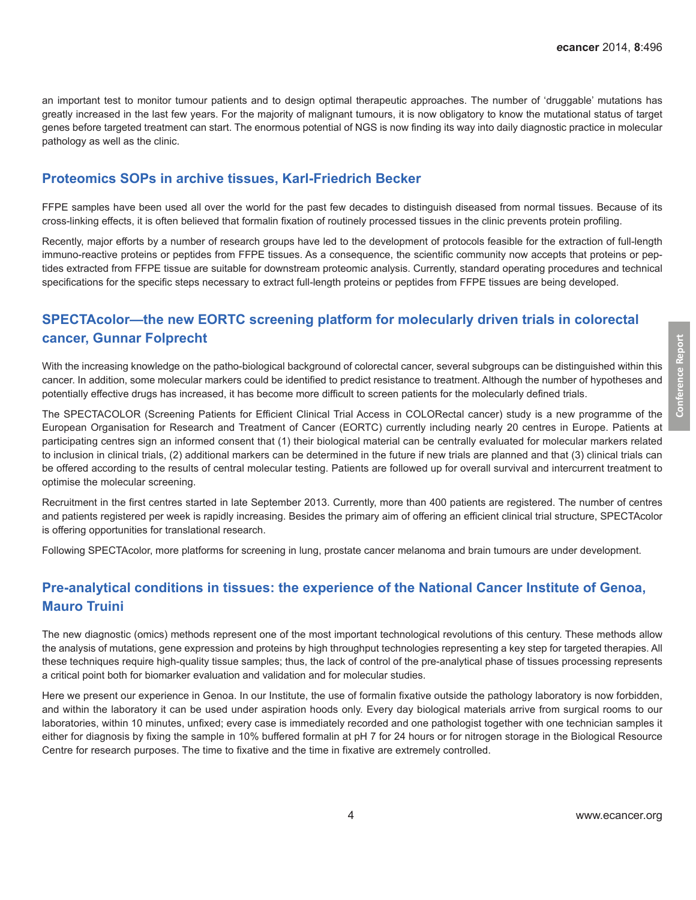an important test to monitor tumour patients and to design optimal therapeutic approaches. The number of 'druggable' mutations has greatly increased in the last few years. For the majority of malignant tumours, it is now obligatory to know the mutational status of target genes before targeted treatment can start. The enormous potential of NGS is now finding its way into daily diagnostic practice in molecular pathology as well as the clinic.

## Proteomics SOPs in archive tissues, Karl-Friedrich Becker

FFPE samples have been used all over the world for the past few decades to distinguish diseased from normal tissues. Because of its cross-linking effects, it is often believed that formalin fixation of routinely processed tissues in the clinic prevents protein profiling.

Recently, major efforts by a number of research groups have led to the development of protocols feasible for the extraction of full-length immuno-reactive proteins or peptides from FFPE tissues. As a consequence, the scientific community now accepts that proteins or peptides extracted from FFPE tissue are suitable for downstream proteomic analysis. Currently, standard operating procedures and technical specifications for the specific steps necessary to extract full-length proteins or peptides from FFPE tissues are being developed.

## SPECTAcolor—the new EORTC screening platform for molecularly driven trials in colorectal cancer, Gunnar Folprecht

With the increasing knowledge on the patho-biological background of colorectal cancer, several subgroups can be distinguished within this cancer. In addition, some molecular markers could be identified to predict resistance to treatment. Although the number of hypotheses and potentially effective drugs has increased, it has become more difficult to screen patients for the molecularly defined trials.

The SPECTACOLOR (Screening Patients for Efficient Clinical Trial Access in COLORectal cancer) study is a new programme of the European Organisation for Research and Treatment of Cancer (EORTC) currently including nearly 20 centres in Europe. Patients at participating centres sign an informed consent that (1) their biological material can be centrally evaluated for molecular markers related to inclusion in clinical trials, (2) additional markers can be determined in the future if new trials are planned and that (3) clinical trials can be offered according to the results of central molecular testing. Patients are followed up for overall survival and intercurrent treatment to optimise the molecular screening.

Recruitment in the first centres started in late September 2013. Currently, more than 400 patients are registered. The number of centres and patients registered per week is rapidly increasing. Besides the primary aim of offering an efficient clinical trial structure, SPECTAcolor is offering opportunities for translational research.

Following SPECTAcolor, more platforms for screening in lung, prostate cancer melanoma and brain tumours are under development.

## Pre-analytical conditions in tissues: the experience of the National Cancer Institute of Genoa, Mauro Truini

The new diagnostic (omics) methods represent one of the most important technological revolutions of this century. These methods allow the analysis of mutations, gene expression and proteins by high throughput technologies representing a key step for targeted therapies. All these techniques require high-quality tissue samples; thus, the lack of control of the pre-analytical phase of tissues processing represents a critical point both for biomarker evaluation and validation and for molecular studies.

Here we present our experience in Genoa. In our Institute, the use of formalin fixative outside the pathology laboratory is now forbidden, and within the laboratory it can be used under aspiration hoods only. Every day biological materials arrive from surgical rooms to our laboratories, within 10 minutes, unfixed; every case is immediately recorded and one pathologist together with one technician samples it either for diagnosis by fixing the sample in 10% buffered formalin at pH 7 for 24 hours or for nitrogen storage in the Biological Resource Centre for research purposes. The time to fixative and the time in fixative are extremely controlled.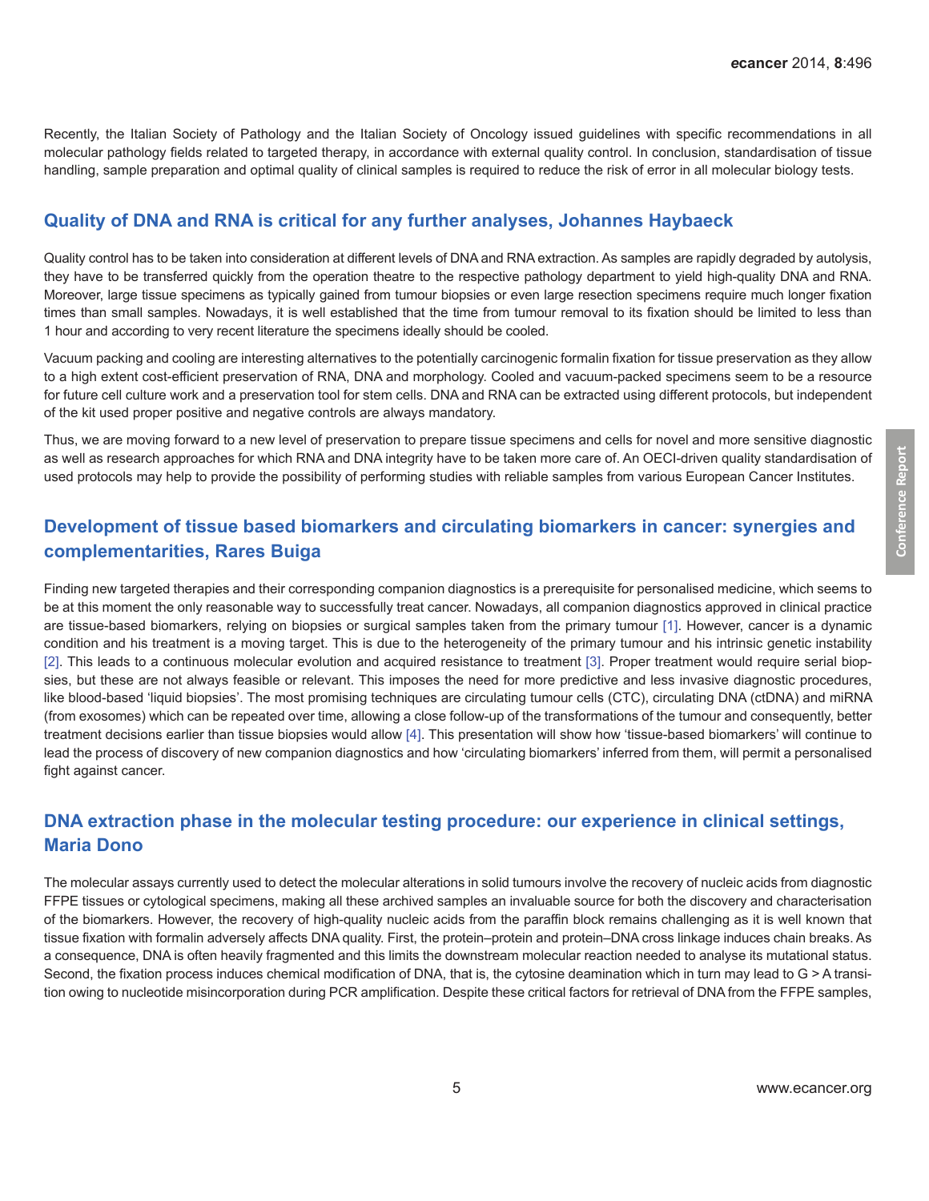Recently, the Italian Society of Pathology and the Italian Society of Oncology issued guidelines with specific recommendations in all molecular pathology fields related to targeted therapy, in accordance with external quality control. In conclusion, standardisation of tissue handling, sample preparation and optimal quality of clinical samples is required to reduce the risk of error in all molecular biology tests.

## Quality of DNA and RNA is critical for any further analyses, Johannes Haybaeck

Quality control has to be taken into consideration at different levels of DNA and RNA extraction. As samples are rapidly degraded by autolysis, they have to be transferred quickly from the operation theatre to the respective pathology department to yield high-quality DNA and RNA. Moreover, large tissue specimens as typically gained from tumour biopsies or even large resection specimens require much longer fixation times than small samples. Nowadays, it is well established that the time from tumour removal to its fixation should be limited to less than 1 hour and according to very recent literature the specimens ideally should be cooled.

Vacuum packing and cooling are interesting alternatives to the potentially carcinogenic formalin fixation for tissue preservation as they allow to a high extent cost-efficient preservation of RNA, DNA and morphology. Cooled and vacuum-packed specimens seem to be a resource for future cell culture work and a preservation tool for stem cells. DNA and RNA can be extracted using different protocols, but independent of the kit used proper positive and negative controls are always mandatory.

Thus, we are moving forward to a new level of preservation to prepare tissue specimens and cells for novel and more sensitive diagnostic as well as research approaches for which RNA and DNA integrity have to be taken more care of. An OECI-driven quality standardisation of used protocols may help to provide the possibility of performing studies with reliable samples from various European Cancer Institutes.

## Development of tissue based biomarkers and circulating biomarkers in cancer: synergies and complementarities, Rares Buiga

Finding new targeted therapies and their corresponding companion diagnostics is a prerequisite for personalised medicine, which seems to be at this moment the only reasonable way to successfully treat cancer. Nowadays, all companion diagnostics approved in clinical practice are tissue-based biomarkers, relying on biopsies or surgical samples taken from the primary tumour [1]. However, cancer is a dynamic condition and his treatment is a moving target. This is due to the heterogeneity of the primary tumour and his intrinsic genetic instability [2]. This leads to a continuous molecular evolution and acquired resistance to treatment [3]. Proper treatment would require serial biopsies, but these are not always feasible or relevant. This imposes the need for more predictive and less invasive diagnostic procedures, like blood-based 'liquid biopsies'. The most promising techniques are circulating tumour cells (CTC), circulating DNA (ctDNA) and miRNA (from exosomes) which can be repeated over time, allowing a close follow-up of the transformations of the tumour and consequently, better treatment decisions earlier than tissue biopsies would allow [4]. This presentation will show how 'tissue-based biomarkers' will continue to lead the process of discovery of new companion diagnostics and how 'circulating biomarkers' inferred from them, will permit a personalised fight against cancer.

## DNA extraction phase in the molecular testing procedure: our experience in clinical settings, Maria Dono

The molecular assays currently used to detect the molecular alterations in solid tumours involve the recovery of nucleic acids from diagnostic FFPE tissues or cytological specimens, making all these archived samples an invaluable source for both the discovery and characterisation of the biomarkers. However, the recovery of high-quality nucleic acids from the paraffin block remains challenging as it is well known that tissue fixation with formalin adversely affects DNA quality. First, the protein–protein and protein–DNA cross linkage induces chain breaks. As a consequence, DNA is often heavily fragmented and this limits the downstream molecular reaction needed to analyse its mutational status. Second, the fixation process induces chemical modification of DNA, that is, the cytosine deamination which in turn may lead to G > A transition owing to nucleotide misincorporation during PCR amplification. Despite these critical factors for retrieval of DNA from the FFPE samples,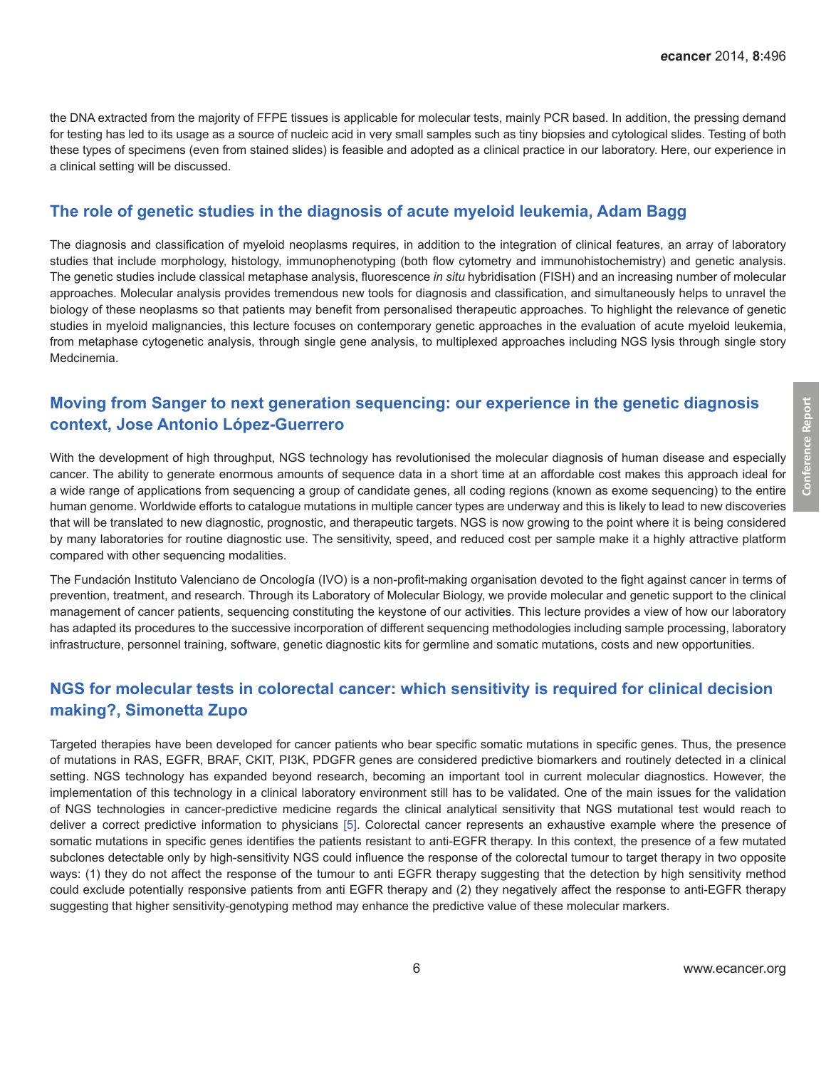the DNA extracted from the majority of FFPE tissues is applicable for molecular tests, mainly PCR based. In addition, the pressing demand for testing has led to its usage as a source of nucleic acid in very small samples such as tiny biopsies and cytological slides. Testing of both these types of specimens (even from stained slides) is feasible and adopted as a clinical practice in our laboratory. Here, our experience in a clinical setting will be discussed.

## The role of genetic studies in the diagnosis of acute myeloid leukemia, Adam Bagg

The diagnosis and classification of myeloid neoplasms requires, in addition to the integration of clinical features, an array of laboratory studies that include morphology, histology, immunophenotyping (both flow cytometry and immunohistochemistry) and genetic analysis. The genetic studies include classical metaphase analysis, fluorescence *in situ* hybridisation (FISH) and an increasing number of molecular approaches. Molecular analysis provides tremendous new tools for diagnosis and classification, and simultaneously helps to unravel the biology of these neoplasms so that patients may benefit from personalised therapeutic approaches. To highlight the relevance of genetic studies in myeloid malignancies, this lecture focuses on contemporary genetic approaches in the evaluation of acute myeloid leukemia, from metaphase cytogenetic analysis, through single gene analysis, to multiplexed approaches including NGS lysis through single story Medcinemia.

## Moving from Sanger to next generation sequencing: our experience in the genetic diagnosis context, Jose Antonio López-Guerrero

With the development of high throughput, NGS technology has revolutionised the molecular diagnosis of human disease and especially cancer. The ability to generate enormous amounts of sequence data in a short time at an affordable cost makes this approach ideal for a wide range of applications from sequencing a group of candidate genes, all coding regions (known as exome sequencing) to the entire human genome. Worldwide efforts to catalogue mutations in multiple cancer types are underway and this is likely to lead to new discoveries that will be translated to new diagnostic, prognostic, and therapeutic targets. NGS is now growing to the point where it is being considered by many laboratories for routine diagnostic use. The sensitivity, speed, and reduced cost per sample make it a highly attractive platform compared with other sequencing modalities.

The Fundación Instituto Valenciano de Oncología (IVO) is a non-profit-making organisation devoted to the fight against cancer in terms of prevention, treatment, and research. Through its Laboratory of Molecular Biology, we provide molecular and genetic support to the clinical management of cancer patients, sequencing constituting the keystone of our activities. This lecture provides a view of how our laboratory has adapted its procedures to the successive incorporation of different sequencing methodologies including sample processing, laboratory infrastructure, personnel training, software, genetic diagnostic kits for germline and somatic mutations, costs and new opportunities.

## NGS for molecular tests in colorectal cancer: which sensitivity is required for clinical decision making?, Simonetta Zupo

Targeted therapies have been developed for cancer patients who bear specific somatic mutations in specific genes. Thus, the presence of mutations in RAS, EGFR, BRAF, CKIT, PI3K, PDGFR genes are considered predictive biomarkers and routinely detected in a clinical setting. NGS technology has expanded beyond research, becoming an important tool in current molecular diagnostics. However, the implementation of this technology in a clinical laboratory environment still has to be validated. One of the main issues for the validation of NGS technologies in cancer-predictive medicine regards the clinical analytical sensitivity that NGS mutational test would reach to deliver a correct predictive information to physicians [5]. Colorectal cancer represents an exhaustive example where the presence of somatic mutations in specific genes identifies the patients resistant to anti-EGFR therapy. In this context, the presence of a few mutated subclones detectable only by high-sensitivity NGS could influence the response of the colorectal tumour to target therapy in two opposite ways: (1) they do not affect the response of the tumour to anti EGFR therapy suggesting that the detection by high sensitivity method could exclude potentially responsive patients from anti EGFR therapy and (2) they negatively affect the response to anti-EGFR therapy suggesting that higher sensitivity-genotyping method may enhance the predictive value of these molecular markers.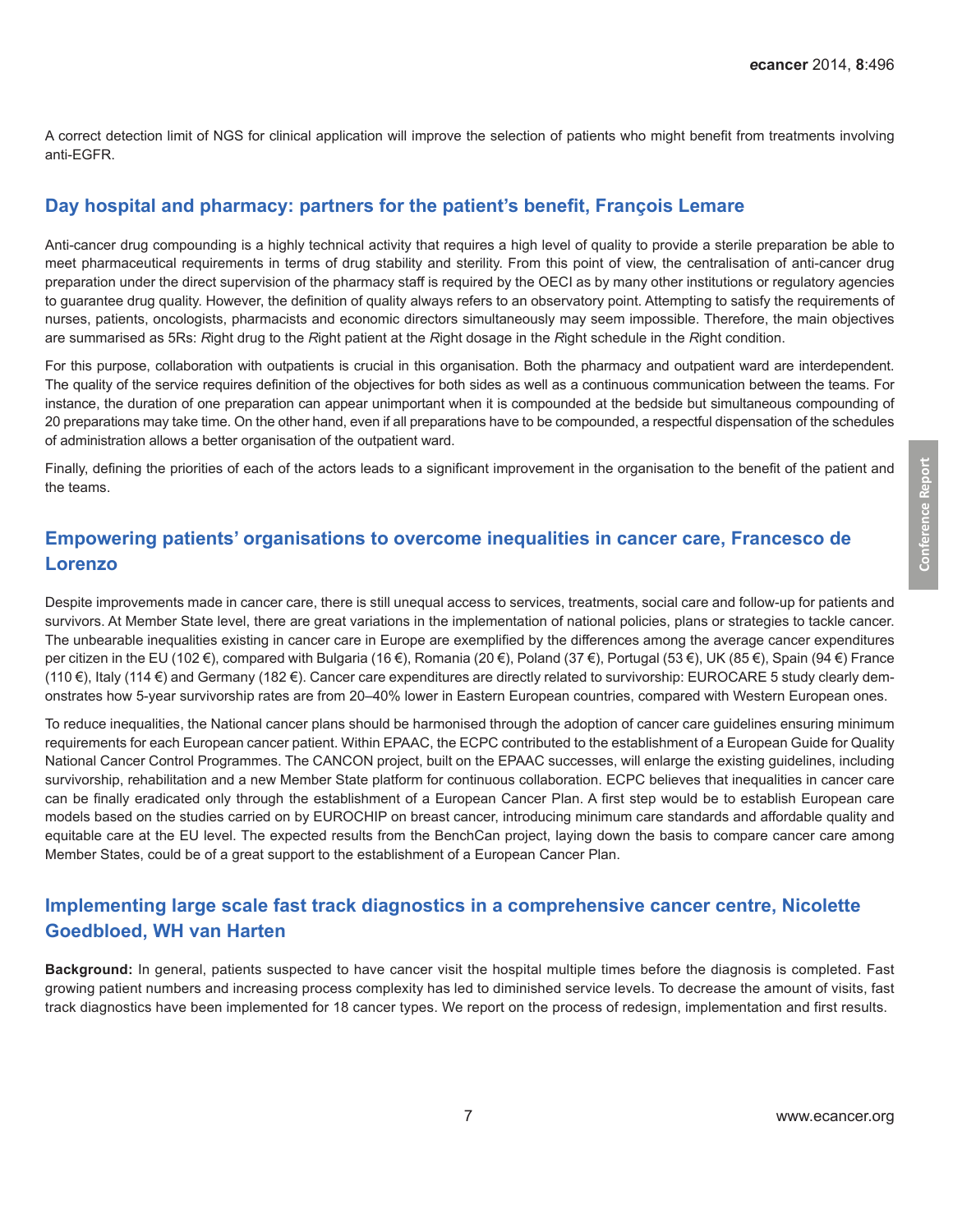A correct detection limit of NGS for clinical application will improve the selection of patients who might benefit from treatments involving anti-EGFR.

## Day hospital and pharmacy: partners for the patient's benefit, François Lemare

Anti-cancer drug compounding is a highly technical activity that requires a high level of quality to provide a sterile preparation be able to meet pharmaceutical requirements in terms of drug stability and sterility. From this point of view, the centralisation of anti-cancer drug preparation under the direct supervision of the pharmacy staff is required by the OECI as by many other institutions or regulatory agencies to guarantee drug quality. However, the definition of quality always refers to an observatory point. Attempting to satisfy the requirements of nurses, patients, oncologists, pharmacists and economic directors simultaneously may seem impossible. Therefore, the main objectives are summarised as 5Rs: *R*ight drug to the *R*ight patient at the *R*ight dosage in the *R*ight schedule in the *R*ight condition.

For this purpose, collaboration with outpatients is crucial in this organisation. Both the pharmacy and outpatient ward are interdependent. The quality of the service requires definition of the objectives for both sides as well as a continuous communication between the teams. For instance, the duration of one preparation can appear unimportant when it is compounded at the bedside but simultaneous compounding of 20 preparations may take time. On the other hand, even if all preparations have to be compounded, a respectful dispensation of the schedules of administration allows a better organisation of the outpatient ward.

Finally, defining the priorities of each of the actors leads to a significant improvement in the organisation to the benefit of the patient and the teams.

## Empowering patients' organisations to overcome inequalities in cancer care, Francesco de Lorenzo

Despite improvements made in cancer care, there is still unequal access to services, treatments, social care and follow-up for patients and survivors. At Member State level, there are great variations in the implementation of national policies, plans or strategies to tackle cancer. The unbearable inequalities existing in cancer care in Europe are exemplified by the differences among the average cancer expenditures per citizen in the EU (102 €), compared with Bulgaria (16 €), Romania (20 €), Poland (37 €), Portugal (53 €), UK (85 €), Spain (94 €) France (110 €), Italy (114 €) and Germany (182 €). Cancer care expenditures are directly related to survivorship: EUROCARE 5 study clearly demonstrates how 5-year survivorship rates are from 20–40% lower in Eastern European countries, compared with Western European ones.

To reduce inequalities, the National cancer plans should be harmonised through the adoption of cancer care guidelines ensuring minimum requirements for each European cancer patient. Within EPAAC, the ECPC contributed to the establishment of a European Guide for Quality National Cancer Control Programmes. The CANCON project, built on the EPAAC successes, will enlarge the existing guidelines, including survivorship, rehabilitation and a new Member State platform for continuous collaboration. ECPC believes that inequalities in cancer care can be finally eradicated only through the establishment of a European Cancer Plan. A first step would be to establish European care models based on the studies carried on by EUROCHIP on breast cancer, introducing minimum care standards and affordable quality and equitable care at the EU level. The expected results from the BenchCan project, laying down the basis to compare cancer care among Member States, could be of a great support to the establishment of a European Cancer Plan.

## Implementing large scale fast track diagnostics in a comprehensive cancer centre, Nicolette Goedbloed, WH van Harten

**Background:** In general, patients suspected to have cancer visit the hospital multiple times before the diagnosis is completed. Fast growing patient numbers and increasing process complexity has led to diminished service levels. To decrease the amount of visits, fast track diagnostics have been implemented for 18 cancer types. We report on the process of redesign, implementation and first results.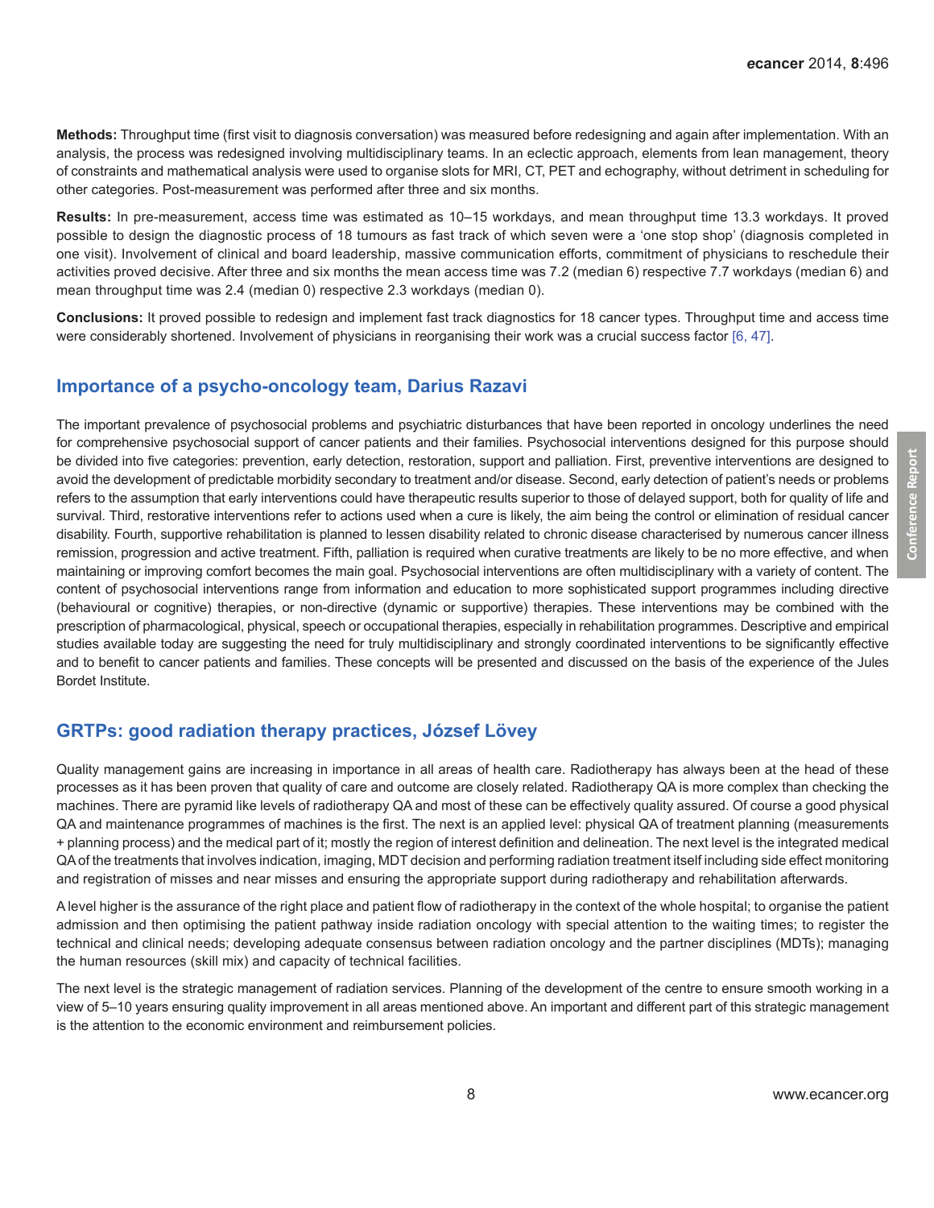**Methods:** Throughput time (first visit to diagnosis conversation) was measured before redesigning and again after implementation. With an analysis, the process was redesigned involving multidisciplinary teams. In an eclectic approach, elements from lean management, theory of constraints and mathematical analysis were used to organise slots for MRI, CT, PET and echography, without detriment in scheduling for other categories. Post-measurement was performed after three and six months.

**Results:** In pre-measurement, access time was estimated as 10–15 workdays, and mean throughput time 13.3 workdays. It proved possible to design the diagnostic process of 18 tumours as fast track of which seven were a 'one stop shop' (diagnosis completed in one visit). Involvement of clinical and board leadership, massive communication efforts, commitment of physicians to reschedule their activities proved decisive. After three and six months the mean access time was 7.2 (median 6) respective 7.7 workdays (median 6) and mean throughput time was 2.4 (median 0) respective 2.3 workdays (median 0).

**Conclusions:** It proved possible to redesign and implement fast track diagnostics for 18 cancer types. Throughput time and access time were considerably shortened. Involvement of physicians in reorganising their work was a crucial success factor [6, 47].

## Importance of a psycho-oncology team, Darius Razavi

The important prevalence of psychosocial problems and psychiatric disturbances that have been reported in oncology underlines the need for comprehensive psychosocial support of cancer patients and their families. Psychosocial interventions designed for this purpose should be divided into five categories: prevention, early detection, restoration, support and palliation. First, preventive interventions are designed to avoid the development of predictable morbidity secondary to treatment and/or disease. Second, early detection of patient's needs or problems refers to the assumption that early interventions could have therapeutic results superior to those of delayed support, both for quality of life and survival. Third, restorative interventions refer to actions used when a cure is likely, the aim being the control or elimination of residual cancer disability. Fourth, supportive rehabilitation is planned to lessen disability related to chronic disease characterised by numerous cancer illness remission, progression and active treatment. Fifth, palliation is required when curative treatments are likely to be no more effective, and when maintaining or improving comfort becomes the main goal. Psychosocial interventions are often multidisciplinary with a variety of content. The content of psychosocial interventions range from information and education to more sophisticated support programmes including directive (behavioural or cognitive) therapies, or non-directive (dynamic or supportive) therapies. These interventions may be combined with the prescription of pharmacological, physical, speech or occupational therapies, especially in rehabilitation programmes. Descriptive and empirical studies available today are suggesting the need for truly multidisciplinary and strongly coordinated interventions to be significantly effective and to benefit to cancer patients and families. These concepts will be presented and discussed on the basis of the experience of the Jules Bordet Institute.

## GRTPs: good radiation therapy practices, József Lövey

Quality management gains are increasing in importance in all areas of health care. Radiotherapy has always been at the head of these processes as it has been proven that quality of care and outcome are closely related. Radiotherapy QA is more complex than checking the machines. There are pyramid like levels of radiotherapy QA and most of these can be effectively quality assured. Of course a good physical QA and maintenance programmes of machines is the first. The next is an applied level: physical QA of treatment planning (measurements + planning process) and the medical part of it; mostly the region of interest definition and delineation. The next level is the integrated medical QA of the treatments that involves indication, imaging, MDT decision and performing radiation treatment itself including side effect monitoring and registration of misses and near misses and ensuring the appropriate support during radiotherapy and rehabilitation afterwards.

A level higher is the assurance of the right place and patient flow of radiotherapy in the context of the whole hospital; to organise the patient admission and then optimising the patient pathway inside radiation oncology with special attention to the waiting times; to register the technical and clinical needs; developing adequate consensus between radiation oncology and the partner disciplines (MDTs); managing the human resources (skill mix) and capacity of technical facilities.

The next level is the strategic management of radiation services. Planning of the development of the centre to ensure smooth working in a view of 5–10 years ensuring quality improvement in all areas mentioned above. An important and different part of this strategic management is the attention to the economic environment and reimbursement policies.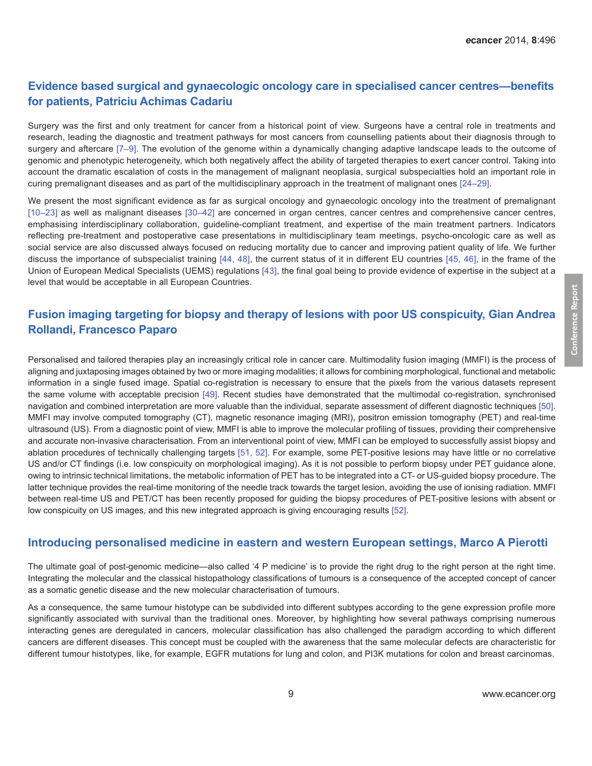## Evidence based surgical and gynaecologic oncology care in specialised cancer centres—benefits for patients, Patriciu Achimas Cadariu

Surgery was the first and only treatment for cancer from a historical point of view. Surgeons have a central role in treatments and research, leading the diagnostic and treatment pathways for most cancers from counselling patients about their diagnosis through to surgery and aftercare [7–9]. The evolution of the genome within a dynamically changing adaptive landscape leads to the outcome of genomic and phenotypic heterogeneity, which both negatively affect the ability of targeted therapies to exert cancer control. Taking into account the dramatic escalation of costs in the management of malignant neoplasia, surgical subspecialties hold an important role in curing premalignant diseases and as part of the multidisciplinary approach in the treatment of malignant ones [24–29].

We present the most significant evidence as far as surgical oncology and gynaecologic oncology into the treatment of premalignant [10–23] as well as malignant diseases [30–42] are concerned in organ centres, cancer centres and comprehensive cancer centres, emphasising interdisciplinary collaboration, guideline-compliant treatment, and expertise of the main treatment partners. Indicators reflecting pre-treatment and postoperative case presentations in multidisciplinary team meetings, psycho-oncologic care as well as social service are also discussed always focused on reducing mortality due to cancer and improving patient quality of life. We further discuss the importance of subspecialist training [44, 48], the current status of it in different EU countries [45, 46], in the frame of the Union of European Medical Specialists (UEMS) regulations [43], the final goal being to provide evidence of expertise in the subject at a level that would be acceptable in all European Countries.

## Fusion imaging targeting for biopsy and therapy of lesions with poor US conspicuity, Gian Andrea Rollandi, Francesco Paparo

Personalised and tailored therapies play an increasingly critical role in cancer care. Multimodality fusion imaging (MMFI) is the process of aligning and juxtaposing images obtained by two or more imaging modalities; it allows for combining morphological, functional and metabolic information in a single fused image. Spatial co-registration is necessary to ensure that the pixels from the various datasets represent the same volume with acceptable precision [49]. Recent studies have demonstrated that the multimodal co-registration, synchronised navigation and combined interpretation are more valuable than the individual, separate assessment of different diagnostic techniques [50]. MMFI may involve computed tomography (CT), magnetic resonance imaging (MRI), positron emission tomography (PET) and real-time ultrasound (US). From a diagnostic point of view, MMFI is able to improve the molecular profiling of tissues, providing their comprehensive and accurate non-invasive characterisation. From an interventional point of view, MMFI can be employed to successfully assist biopsy and ablation procedures of technically challenging targets [51, 52]. For example, some PET-positive lesions may have little or no correlative US and/or CT findings (i.e. low conspicuity on morphological imaging). As it is not possible to perform biopsy under PET guidance alone, owing to intrinsic technical limitations, the metabolic information of PET has to be integrated into a CT- or US-guided biopsy procedure. The latter technique provides the real-time monitoring of the needle track towards the target lesion, avoiding the use of ionising radiation. MMFI between real-time US and PET/CT has been recently proposed for guiding the biopsy procedures of PET-positive lesions with absent or low conspicuity on US images, and this new integrated approach is giving encouraging results [52].

## Introducing personalised medicine in eastern and western European settings, Marco A Pierotti

The ultimate goal of post-genomic medicine—also called '4 P medicine' is to provide the right drug to the right person at the right time. Integrating the molecular and the classical histopathology classifications of tumours is a consequence of the accepted concept of cancer as a somatic genetic disease and the new molecular characterisation of tumours.

As a consequence, the same tumour histotype can be subdivided into different subtypes according to the gene expression profile more significantly associated with survival than the traditional ones. Moreover, by highlighting how several pathways comprising numerous interacting genes are deregulated in cancers, molecular classification has also challenged the paradigm according to which different cancers are different diseases. This concept must be coupled with the awareness that the same molecular defects are characteristic for different tumour histotypes, like, for example, EGFR mutations for lung and colon, and PI3K mutations for colon and breast carcinomas.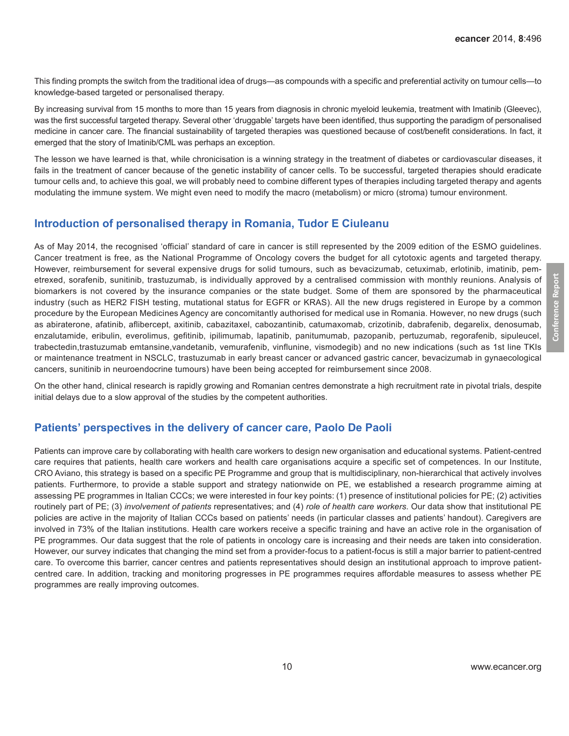This finding prompts the switch from the traditional idea of drugs—as compounds with a specific and preferential activity on tumour cells—to knowledge-based targeted or personalised therapy.

By increasing survival from 15 months to more than 15 years from diagnosis in chronic myeloid leukemia, treatment with Imatinib (Gleevec), was the first successful targeted therapy. Several other 'druggable' targets have been identified, thus supporting the paradigm of personalised medicine in cancer care. The financial sustainability of targeted therapies was questioned because of cost/benefit considerations. In fact, it emerged that the story of Imatinib/CML was perhaps an exception.

The lesson we have learned is that, while chronicisation is a winning strategy in the treatment of diabetes or cardiovascular diseases, it fails in the treatment of cancer because of the genetic instability of cancer cells. To be successful, targeted therapies should eradicate tumour cells and, to achieve this goal, we will probably need to combine different types of therapies including targeted therapy and agents modulating the immune system. We might even need to modify the macro (metabolism) or micro (stroma) tumour environment.

## Introduction of personalised therapy in Romania, Tudor E Ciuleanu

As of May 2014, the recognised 'official' standard of care in cancer is still represented by the 2009 edition of the ESMO guidelines. Cancer treatment is free, as the National Programme of Oncology covers the budget for all cytotoxic agents and targeted therapy. However, reimbursement for several expensive drugs for solid tumours, such as bevacizumab, cetuximab, erlotinib, imatinib, pemetrexed, sorafenib, sunitinib, trastuzumab, is individually approved by a centralised commission with monthly reunions. Analysis of biomarkers is not covered by the insurance companies or the state budget. Some of them are sponsored by the pharmaceutical industry (such as HER2 FISH testing, mutational status for EGFR or KRAS). All the new drugs registered in Europe by a common procedure by the European Medicines Agency are concomitantly authorised for medical use in Romania. However, no new drugs (such as abiraterone, afatinib, aflibercept, axitinib, cabazitaxel, cabozantinib, catumaxomab, crizotinib, dabrafenib, degarelix, denosumab, enzalutamide, eribulin, everolimus, gefitinib, ipilimumab, lapatinib, panitumumab, pazopanib, pertuzumab, regorafenib, sipuleucel, trabectedin,trastuzumab emtansine,vandetanib, vemurafenib, vinflunine, vismodegib) and no new indications (such as 1st line TKIs or maintenance treatment in NSCLC, trastuzumab in early breast cancer or advanced gastric cancer, bevacizumab in gynaecological cancers, sunitinib in neuroendocrine tumours) have been being accepted for reimbursement since 2008.

On the other hand, clinical research is rapidly growing and Romanian centres demonstrate a high recruitment rate in pivotal trials, despite initial delays due to a slow approval of the studies by the competent authorities.

## Patients' perspectives in the delivery of cancer care, Paolo De Paoli

Patients can improve care by collaborating with health care workers to design new organisation and educational systems. Patient-centred care requires that patients, health care workers and health care organisations acquire a specific set of competences. In our Institute, CRO Aviano, this strategy is based on a specific PE Programme and group that is multidisciplinary, non-hierarchical that actively involves patients. Furthermore, to provide a stable support and strategy nationwide on PE, we established a research programme aiming at assessing PE programmes in Italian CCCs; we were interested in four key points: (1) presence of institutional policies for PE; (2) activities routinely part of PE; (3) *involvement of patients* representatives; and (4) *role of health care workers*. Our data show that institutional PE policies are active in the majority of Italian CCCs based on patients' needs (in particular classes and patients' handout). Caregivers are involved in 73% of the Italian institutions. Health care workers receive a specific training and have an active role in the organisation of PE programmes. Our data suggest that the role of patients in oncology care is increasing and their needs are taken into consideration. However, our survey indicates that changing the mind set from a provider-focus to a patient-focus is still a major barrier to patient-centred care. To overcome this barrier, cancer centres and patients representatives should design an institutional approach to improve patient-centred care. In addition, tracking and monitoring progresses in PE programmes requires affordable measures to assess whether PE programmes are really improving outcomes.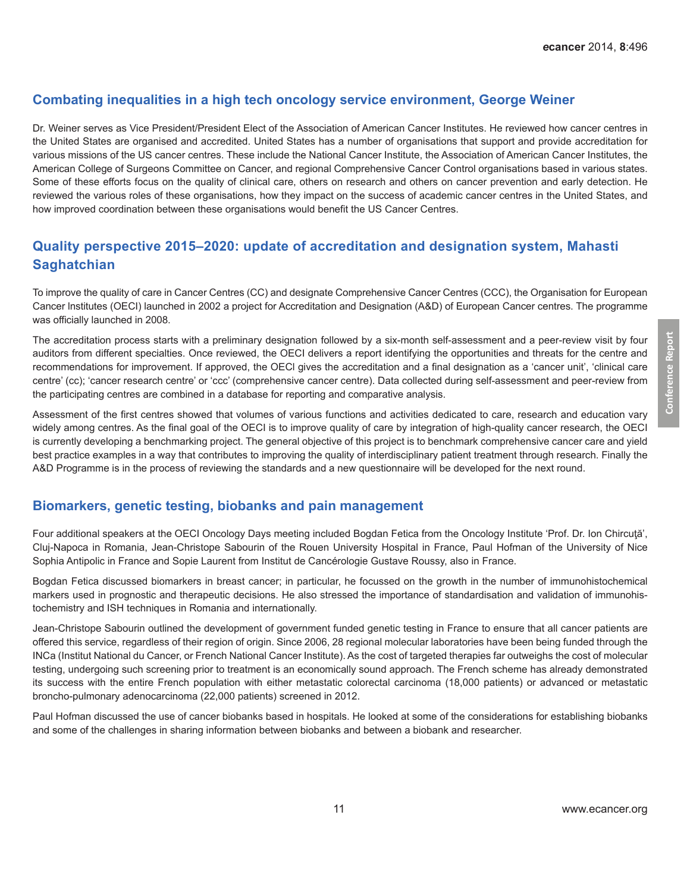## Combating inequalities in a high tech oncology service environment, George Weiner

Dr. Weiner serves as Vice President/President Elect of the Association of American Cancer Institutes. He reviewed how cancer centres in the United States are organised and accredited. United States has a number of organisations that support and provide accreditation for various missions of the US cancer centres. These include the National Cancer Institute, the Association of American Cancer Institutes, the American College of Surgeons Committee on Cancer, and regional Comprehensive Cancer Control organisations based in various states. Some of these efforts focus on the quality of clinical care, others on research and others on cancer prevention and early detection. He reviewed the various roles of these organisations, how they impact on the success of academic cancer centres in the United States, and how improved coordination between these organisations would benefit the US Cancer Centres.

## Quality perspective 2015–2020: update of accreditation and designation system, Mahasti Saghatchian

To improve the quality of care in Cancer Centres (CC) and designate Comprehensive Cancer Centres (CCC), the Organisation for European Cancer Institutes (OECI) launched in 2002 a project for Accreditation and Designation (A&D) of European Cancer centres. The programme was officially launched in 2008.

The accreditation process starts with a preliminary designation followed by a six-month self-assessment and a peer-review visit by four auditors from different specialties. Once reviewed, the OECI delivers a report identifying the opportunities and threats for the centre and recommendations for improvement. If approved, the OECI gives the accreditation and a final designation as a 'cancer unit', 'clinical care centre' (cc); 'cancer research centre' or 'ccc' (comprehensive cancer centre). Data collected during self-assessment and peer-review from the participating centres are combined in a database for reporting and comparative analysis.

Assessment of the first centres showed that volumes of various functions and activities dedicated to care, research and education vary widely among centres. As the final goal of the OECI is to improve quality of care by integration of high-quality cancer research, the OECI is currently developing a benchmarking project. The general objective of this project is to benchmark comprehensive cancer care and yield best practice examples in a way that contributes to improving the quality of interdisciplinary patient treatment through research. Finally the A&D Programme is in the process of reviewing the standards and a new questionnaire will be developed for the next round.

## Biomarkers, genetic testing, biobanks and pain management

Four additional speakers at the OECI Oncology Days meeting included Bogdan Fetica from the Oncology Institute 'Prof. Dr. Ion Chircuţă', Cluj-Napoca in Romania, Jean-Christope Sabourin of the Rouen University Hospital in France, Paul Hofman of the University of Nice Sophia Antipolic in France and Sopie Laurent from Institut de Cancérologie Gustave Roussy, also in France.

Bogdan Fetica discussed biomarkers in breast cancer; in particular, he focussed on the growth in the number of immunohistochemical markers used in prognostic and therapeutic decisions. He also stressed the importance of standardisation and validation of immunohistochemistry and ISH techniques in Romania and internationally.

Jean-Christope Sabourin outlined the development of government funded genetic testing in France to ensure that all cancer patients are offered this service, regardless of their region of origin. Since 2006, 28 regional molecular laboratories have been being funded through the INCa (Institut National du Cancer, or French National Cancer Institute). As the cost of targeted therapies far outweighs the cost of molecular testing, undergoing such screening prior to treatment is an economically sound approach. The French scheme has already demonstrated its success with the entire French population with either metastatic colorectal carcinoma (18,000 patients) or advanced or metastatic broncho-pulmonary adenocarcinoma (22,000 patients) screened in 2012.

Paul Hofman discussed the use of cancer biobanks based in hospitals. He looked at some of the considerations for establishing biobanks and some of the challenges in sharing information between biobanks and between a biobank and researcher.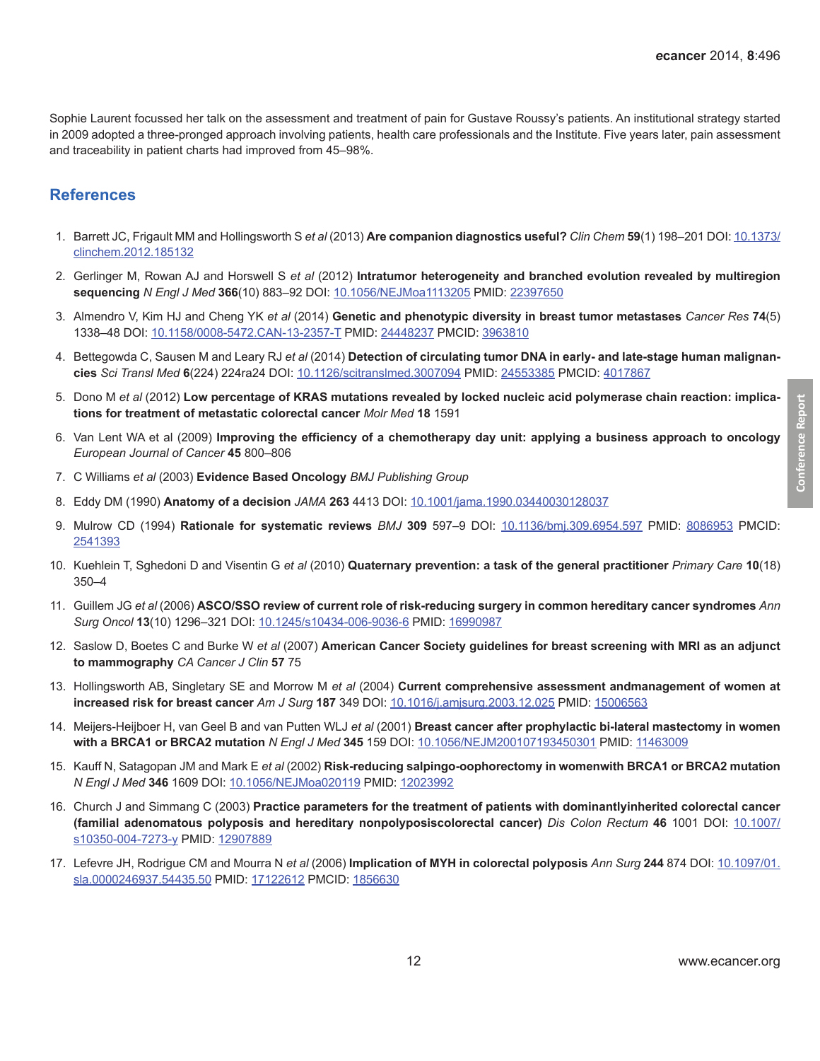Sophie Laurent focussed her talk on the assessment and treatment of pain for Gustave Roussy's patients. An institutional strategy started in 2009 adopted a three-pronged approach involving patients, health care professionals and the Institute. Five years later, pain assessment and traceability in patient charts had improved from 45–98%.

## References

1. Barrett JC, Frigault MM and Hollingsworth S *et al* (2013) **Are companion diagnostics useful?** *Clin Chem* **59**(1) 198–201 DOI: 10.1373/clinchem.2012.185132
2. Gerlinger M, Rowan AJ and Horswell S *et al* (2012) **Intratumor heterogeneity and branched evolution revealed by multiregion sequencing** *N Engl J Med* **366**(10) 883–92 DOI: 10.1056/NEJMoa1113205 PMID: 22397650
3. Almendro V, Kim HJ and Cheng YK *et al* (2014) **Genetic and phenotypic diversity in breast tumor metastases** *Cancer Res* **74**(5) 1338–48 DOI: 10.1158/0008-5472.CAN-13-2357-T PMID: 24448237 PMCID: 3963810
4. Bettegowda C, Sausen M and Leary RJ *et al* (2014) **Detection of circulating tumor DNA in early- and late-stage human malignancies** *Sci Transl Med* **6**(224) 224ra24 DOI: 10.1126/scitranslmed.3007094 PMID: 24553385 PMCID: 4017867
5. Dono M *et al* (2012) **Low percentage of KRAS mutations revealed by locked nucleic acid polymerase chain reaction: implications for treatment of metastatic colorectal cancer** *Molr Med* **18** 1591
6. Van Lent WA et al (2009) **Improving the efficiency of a chemotherapy day unit: applying a business approach to oncology** *European Journal of Cancer* **45** 800–806
7. C Williams *et al* (2003) **Evidence Based Oncology** *BMJ Publishing Group*
8. Eddy DM (1990) **Anatomy of a decision** *JAMA* **263** 4413 DOI: 10.1001/jama.1990.03440030128037
9. Mulrow CD (1994) **Rationale for systematic reviews** *BMJ* **309** 597–9 DOI: 10.1136/bmj.309.6954.597 PMID: 8086953 PMCID: 2541393
10. Kuehlein T, Sghedoni D and Visentin G *et al* (2010) **Quaternary prevention: a task of the general practitioner** *Primary Care* **10**(18) 350–4
11. Guillem JG *et al* (2006) **ASCO/SSO review of current role of risk-reducing surgery in common hereditary cancer syndromes** *Ann Surg Oncol* **13**(10) 1296–321 DOI: 10.1245/s10434-006-9036-6 PMID: 16990987
12. Saslow D, Boetes C and Burke W *et al* (2007) **American Cancer Society guidelines for breast screening with MRI as an adjunct to mammography** *CA Cancer J Clin* **57** 75
13. Hollingsworth AB, Singletary SE and Morrow M *et al* (2004) **Current comprehensive assessment andmanagement of women at increased risk for breast cancer** *Am J Surg* **187** 349 DOI: 10.1016/j.amjsurg.2003.12.025 PMID: 15006563
14. Meijers-Heijboer H, van Geel B and van Putten WLJ *et al* (2001) **Breast cancer after prophylactic bi-lateral mastectomy in women with a BRCA1 or BRCA2 mutation** *N Engl J Med* **345** 159 DOI: 10.1056/NEJM200107193450301 PMID: 11463009
15. Kauff N, Satagopan JM and Mark E *et al* (2002) **Risk-reducing salpingo-oophorectomy in womenwith BRCA1 or BRCA2 mutation** *N Engl J Med* **346** 1609 DOI: 10.1056/NEJMoa020119 PMID: 12023992
16. Church J and Simmang C (2003) **Practice parameters for the treatment of patients with dominantlyinherited colorectal cancer (familial adenomatous polyposis and hereditary nonpolyposiscolorectal cancer)** *Dis Colon Rectum* **46** 1001 DOI: 10.1007/s10350-004-7273-y PMID: 12907889
17. Lefevre JH, Rodrigue CM and Mourra N *et al* (2006) **Implication of MYH in colorectal polyposis** *Ann Surg* **244** 874 DOI: 10.1097/01.sla.0000246937.54435.50 PMID: 17122612 PMCID: 1856630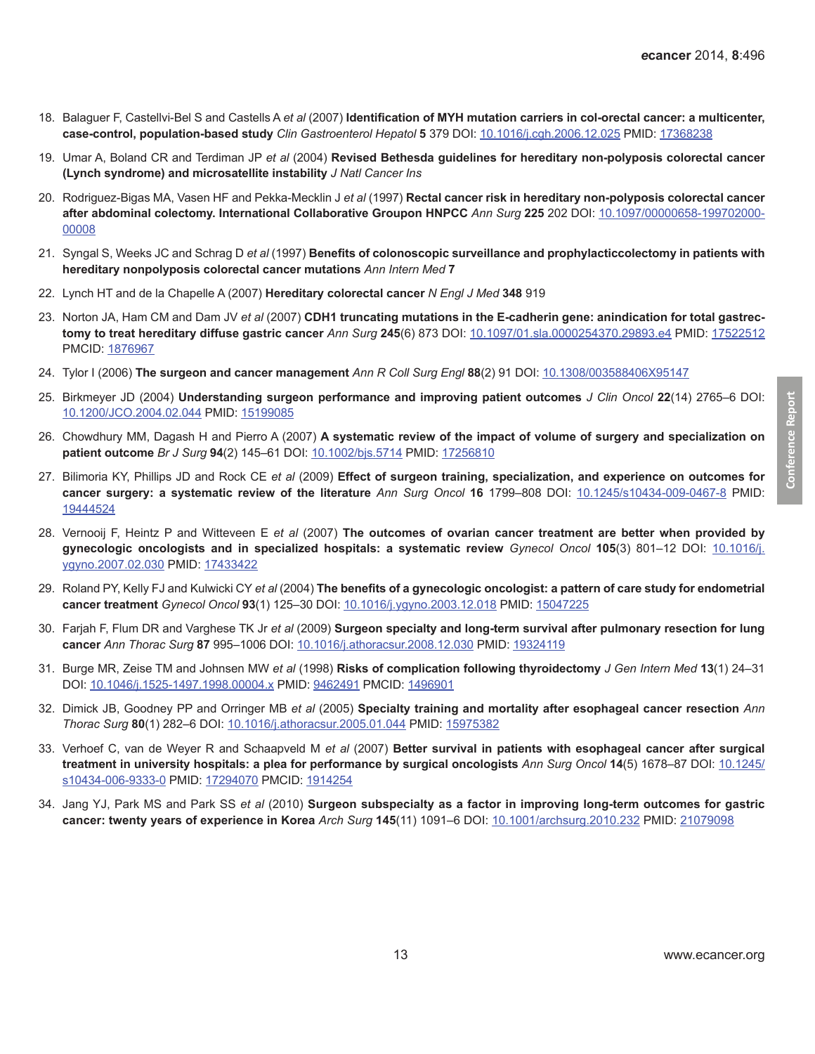18. Balaguer F, Castellvi-Bel S and Castells A *et al* (2007) **Identification of MYH mutation carriers in col-orectal cancer: a multicenter, case-control, population-based study** *Clin Gastroenterol Hepatol* **5** 379 DOI: 10.1016/j.cgh.2006.12.025 PMID: 17368238

19. Umar A, Boland CR and Terdiman JP *et al* (2004) **Revised Bethesda guidelines for hereditary non-polyposis colorectal cancer (Lynch syndrome) and microsatellite instability** *J Natl Cancer Ins*

20. Rodriguez-Bigas MA, Vasen HF and Pekka-Mecklin J *et al* (1997) **Rectal cancer risk in hereditary non-polyposis colorectal cancer after abdominal colectomy. International Collaborative Groupon HNPCC** *Ann Surg* **225** 202 DOI: 10.1097/00000658-199702000-00008

21. Syngal S, Weeks JC and Schrag D *et al* (1997) **Benefits of colonoscopic surveillance and prophylacticcolectomy in patients with hereditary nonpolyposis colorectal cancer mutations** *Ann Intern Med* **7**

22. Lynch HT and de la Chapelle A (2007) **Hereditary colorectal cancer** *N Engl J Med* **348** 919

23. Norton JA, Ham CM and Dam JV *et al* (2007) **CDH1 truncating mutations in the E-cadherin gene: anindication for total gastrectomy to treat hereditary diffuse gastric cancer** *Ann Surg* **245**(6) 873 DOI: 10.1097/01.sla.0000254370.29893.e4 PMID: 17522512 PMCID: 1876967

24. Tylor I (2006) **The surgeon and cancer management** *Ann R Coll Surg Engl* **88**(2) 91 DOI: 10.1308/003588406X95147

25. Birkmeyer JD (2004) **Understanding surgeon performance and improving patient outcomes** *J Clin Oncol* **22**(14) 2765–6 DOI: 10.1200/JCO.2004.02.044 PMID: 15199085

26. Chowdhury MM, Dagash H and Pierro A (2007) **A systematic review of the impact of volume of surgery and specialization on patient outcome** *Br J Surg* **94**(2) 145–61 DOI: 10.1002/bjs.5714 PMID: 17256810

27. Bilimoria KY, Phillips JD and Rock CE *et al* (2009) **Effect of surgeon training, specialization, and experience on outcomes for cancer surgery: a systematic review of the literature** *Ann Surg Oncol* **16** 1799–808 DOI: 10.1245/s10434-009-0467-8 PMID: 19444524

28. Vernooij F, Heintz P and Witteveen E *et al* (2007) **The outcomes of ovarian cancer treatment are better when provided by gynecologic oncologists and in specialized hospitals: a systematic review** *Gynecol Oncol* **105**(3) 801–12 DOI: 10.1016/j.ygyno.2007.02.030 PMID: 17433422

29. Roland PY, Kelly FJ and Kulwicki CY *et al* (2004) **The benefits of a gynecologic oncologist: a pattern of care study for endometrial cancer treatment** *Gynecol Oncol* **93**(1) 125–30 DOI: 10.1016/j.ygyno.2003.12.018 PMID: 15047225

30. Farjah F, Flum DR and Varghese TK Jr *et al* (2009) **Surgeon specialty and long-term survival after pulmonary resection for lung cancer** *Ann Thorac Surg* **87** 995–1006 DOI: 10.1016/j.athoracsur.2008.12.030 PMID: 19324119

31. Burge MR, Zeise TM and Johnsen MW *et al* (1998) **Risks of complication following thyroidectomy** *J Gen Intern Med* **13**(1) 24–31 DOI: 10.1046/j.1525-1497.1998.00004.x PMID: 9462491 PMCID: 1496901

32. Dimick JB, Goodney PP and Orringer MB *et al* (2005) **Specialty training and mortality after esophageal cancer resection** *Ann Thorac Surg* **80**(1) 282–6 DOI: 10.1016/j.athoracsur.2005.01.044 PMID: 15975382

33. Verhoef C, van de Weyer R and Schaapveld M *et al* (2007) **Better survival in patients with esophageal cancer after surgical treatment in university hospitals: a plea for performance by surgical oncologists** *Ann Surg Oncol* **14**(5) 1678–87 DOI: 10.1245/s10434-006-9333-0 PMID: 17294070 PMCID: 1914254

34. Jang YJ, Park MS and Park SS *et al* (2010) **Surgeon subspecialty as a factor in improving long-term outcomes for gastric cancer: twenty years of experience in Korea** *Arch Surg* **145**(11) 1091–6 DOI: 10.1001/archsurg.2010.232 PMID: 21079098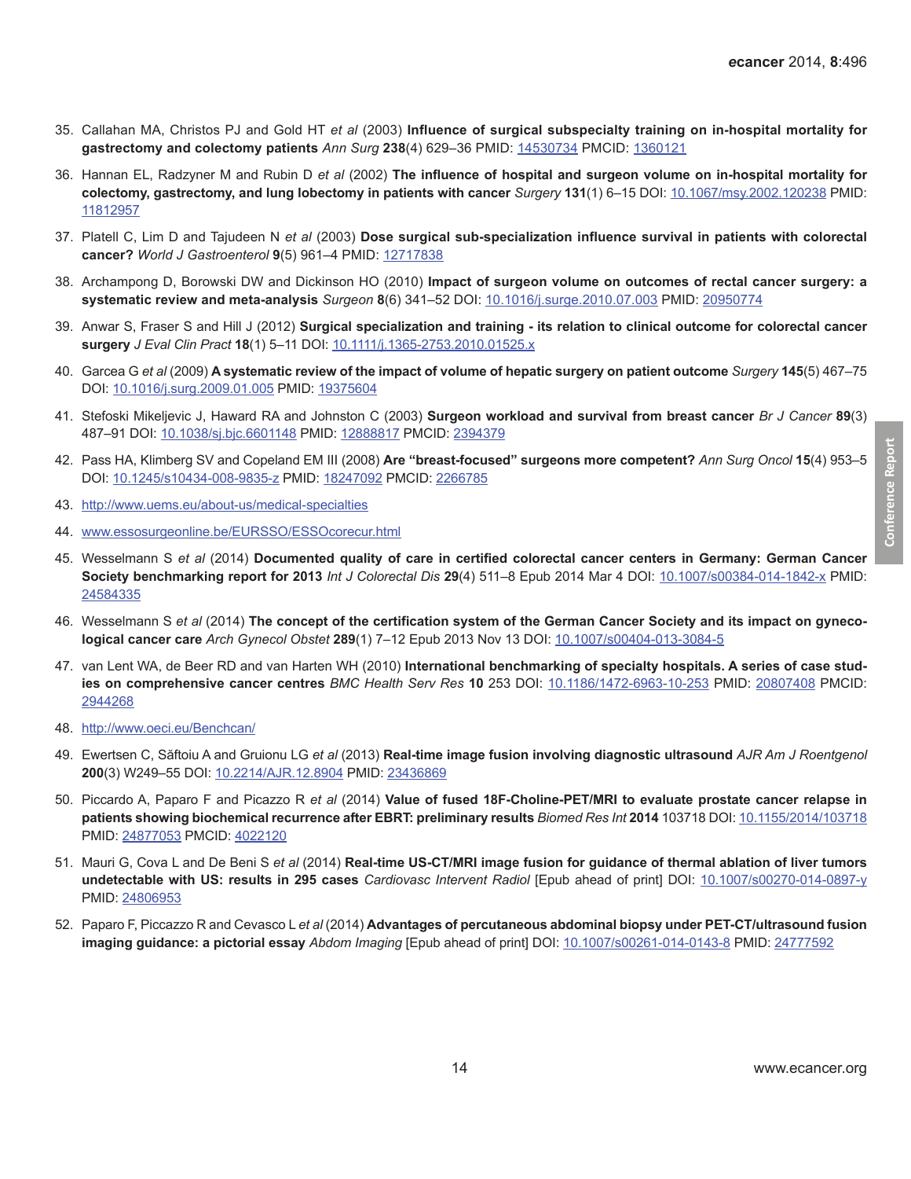35. Callahan MA, Christos PJ and Gold HT *et al* (2003) **Influence of surgical subspecialty training on in-hospital mortality for gastrectomy and colectomy patients** *Ann Surg* **238**(4) 629–36 PMID: 14530734 PMCID: 1360121

36. Hannan EL, Radzyner M and Rubin D *et al* (2002) **The influence of hospital and surgeon volume on in-hospital mortality for colectomy, gastrectomy, and lung lobectomy in patients with cancer** *Surgery* **131**(1) 6–15 DOI: 10.1067/msy.2002.120238 PMID: 11812957

37. Platell C, Lim D and Tajudeen N *et al* (2003) **Dose surgical sub-specialization influence survival in patients with colorectal cancer?** *World J Gastroenterol* **9**(5) 961–4 PMID: 12717838

38. Archampong D, Borowski DW and Dickinson HO (2010) **Impact of surgeon volume on outcomes of rectal cancer surgery: a systematic review and meta-analysis** *Surgeon* **8**(6) 341–52 DOI: 10.1016/j.surge.2010.07.003 PMID: 20950774

39. Anwar S, Fraser S and Hill J (2012) **Surgical specialization and training - its relation to clinical outcome for colorectal cancer surgery** *J Eval Clin Pract* **18**(1) 5–11 DOI: 10.1111/j.1365-2753.2010.01525.x

40. Garcea G *et al* (2009) **A systematic review of the impact of volume of hepatic surgery on patient outcome** *Surgery* **145**(5) 467–75 DOI: 10.1016/j.surg.2009.01.005 PMID: 19375604

41. Stefoski Mikeljevic J, Haward RA and Johnston C (2003) **Surgeon workload and survival from breast cancer** *Br J Cancer* **89**(3) 487–91 DOI: 10.1038/sj.bjc.6601148 PMID: 12888817 PMCID: 2394379

42. Pass HA, Klimberg SV and Copeland EM III (2008) **Are "breast-focused" surgeons more competent?** *Ann Surg Oncol* **15**(4) 953–5 DOI: 10.1245/s10434-008-9835-z PMID: 18247092 PMCID: 2266785

43. http://www.uems.eu/about-us/medical-specialties

44. www.essosurgeonline.be/EURSSO/ESSOcorecur.html

45. Wesselmann S *et al* (2014) **Documented quality of care in certified colorectal cancer centers in Germany: German Cancer Society benchmarking report for 2013** *Int J Colorectal Dis* **29**(4) 511–8 Epub 2014 Mar 4 DOI: 10.1007/s00384-014-1842-x PMID: 24584335

46. Wesselmann S *et al* (2014) **The concept of the certification system of the German Cancer Society and its impact on gynecological cancer care** *Arch Gynecol Obstet* **289**(1) 7–12 Epub 2013 Nov 13 DOI: 10.1007/s00404-013-3084-5

47. van Lent WA, de Beer RD and van Harten WH (2010) **International benchmarking of specialty hospitals. A series of case studies on comprehensive cancer centres** *BMC Health Serv Res* **10** 253 DOI: 10.1186/1472-6963-10-253 PMID: 20807408 PMCID: 2944268

48. http://www.oeci.eu/Benchcan/

49. Ewertsen C, Săftoiu A and Gruionu LG *et al* (2013) **Real-time image fusion involving diagnostic ultrasound** *AJR Am J Roentgenol* **200**(3) W249–55 DOI: 10.2214/AJR.12.8904 PMID: 23436869

50. Piccardo A, Paparo F and Picazzo R *et al* (2014) **Value of fused 18F-Choline-PET/MRI to evaluate prostate cancer relapse in patients showing biochemical recurrence after EBRT: preliminary results** *Biomed Res Int* **2014** 103718 DOI: 10.1155/2014/103718 PMID: 24877053 PMCID: 4022120

51. Mauri G, Cova L and De Beni S *et al* (2014) **Real-time US-CT/MRI image fusion for guidance of thermal ablation of liver tumors undetectable with US: results in 295 cases** *Cardiovasc Intervent Radiol* [Epub ahead of print] DOI: 10.1007/s00270-014-0897-y PMID: 24806953

52. Paparo F, Piccazzo R and Cevasco L *et al* (2014) **Advantages of percutaneous abdominal biopsy under PET-CT/ultrasound fusion imaging guidance: a pictorial essay** *Abdom Imaging* [Epub ahead of print] DOI: 10.1007/s00261-014-0143-8 PMID: 24777592